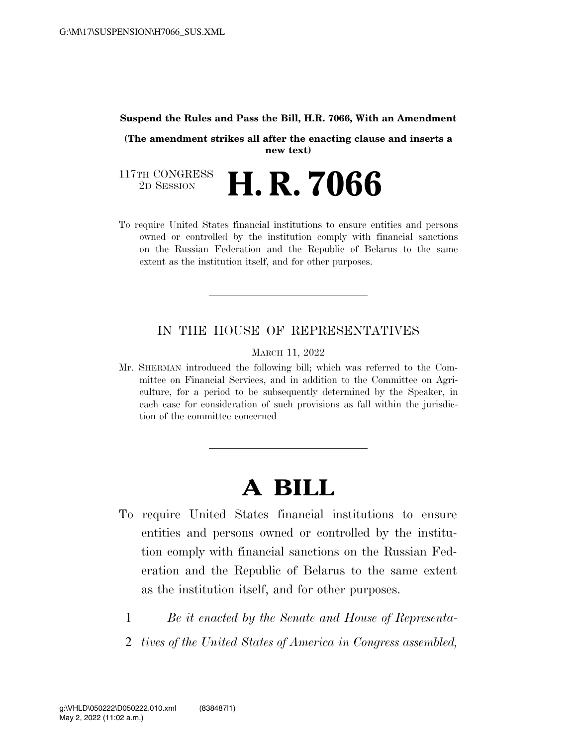**Suspend the Rules and Pass the Bill, H.R. 7066, With an Amendment**

**(The amendment strikes all after the enacting clause and inserts a new text)**

117TH CONGRESS
2D SESSION

# H. R. 7066

To require United States financial institutions to ensure entities and persons owned or controlled by the institution comply with financial sanctions on the Russian Federation and the Republic of Belarus to the same extent as the institution itself, and for other purposes.

---

IN THE HOUSE OF REPRESENTATIVES

MARCH 11, 2022

Mr. SHERMAN introduced the following bill; which was referred to the Committee on Financial Services, and in addition to the Committee on Agriculture, for a period to be subsequently determined by the Speaker, in each case for consideration of such provisions as fall within the jurisdiction of the committee concerned

---

# A BILL

To require United States financial institutions to ensure entities and persons owned or controlled by the institution comply with financial sanctions on the Russian Federation and the Republic of Belarus to the same extent as the institution itself, and for other purposes.

1 *Be it enacted by the Senate and House of Representa-*
2 *tives of the United States of America in Congress assembled,*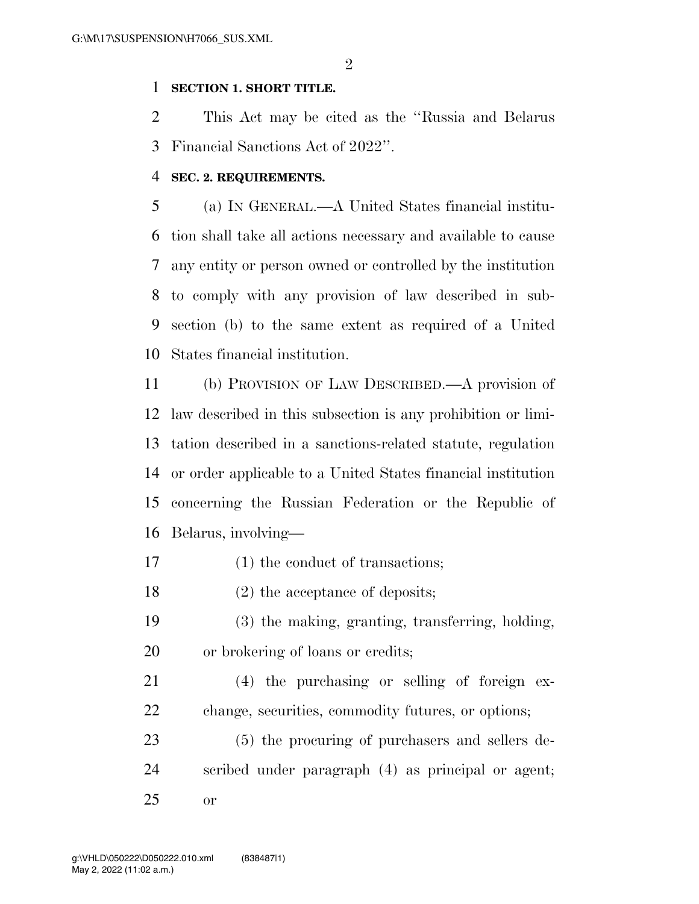**SECTION 1. SHORT TITLE.**

This Act may be cited as the ''Russia and Belarus Financial Sanctions Act of 2022''.

**SEC. 2. REQUIREMENTS.**

(a) IN GENERAL.—A United States financial institution shall take all actions necessary and available to cause any entity or person owned or controlled by the institution to comply with any provision of law described in subsection (b) to the same extent as required of a United States financial institution.

(b) PROVISION OF LAW DESCRIBED.—A provision of law described in this subsection is any prohibition or limitation described in a sanctions-related statute, regulation or order applicable to a United States financial institution concerning the Russian Federation or the Republic of Belarus, involving—

(1) the conduct of transactions;

(2) the acceptance of deposits;

(3) the making, granting, transferring, holding, or brokering of loans or credits;

(4) the purchasing or selling of foreign exchange, securities, commodity futures, or options;

(5) the procuring of purchasers and sellers described under paragraph (4) as principal or agent; or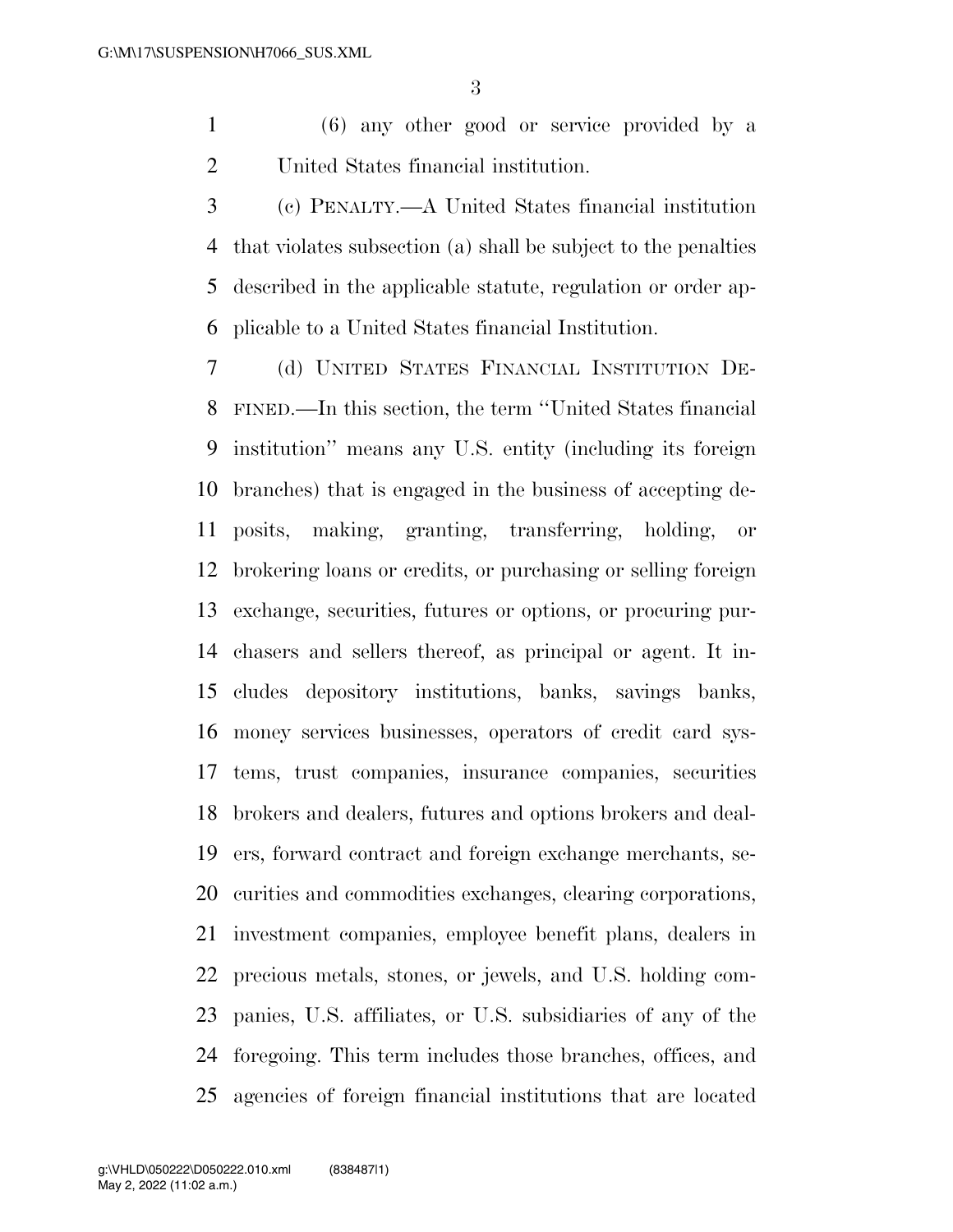(6) any other good or service provided by a United States financial institution.

(c) PENALTY.—A United States financial institution that violates subsection (a) shall be subject to the penalties described in the applicable statute, regulation or order applicable to a United States financial Institution.

(d) UNITED STATES FINANCIAL INSTITUTION DEFINED.—In this section, the term ''United States financial institution'' means any U.S. entity (including its foreign branches) that is engaged in the business of accepting deposits, making, granting, transferring, holding, or brokering loans or credits, or purchasing or selling foreign exchange, securities, futures or options, or procuring purchasers and sellers thereof, as principal or agent. It includes depository institutions, banks, savings banks, money services businesses, operators of credit card systems, trust companies, insurance companies, securities brokers and dealers, futures and options brokers and dealers, forward contract and foreign exchange merchants, securities and commodities exchanges, clearing corporations, investment companies, employee benefit plans, dealers in precious metals, stones, or jewels, and U.S. holding companies, U.S. affiliates, or U.S. subsidiaries of any of the foregoing. This term includes those branches, offices, and agencies of foreign financial institutions that are located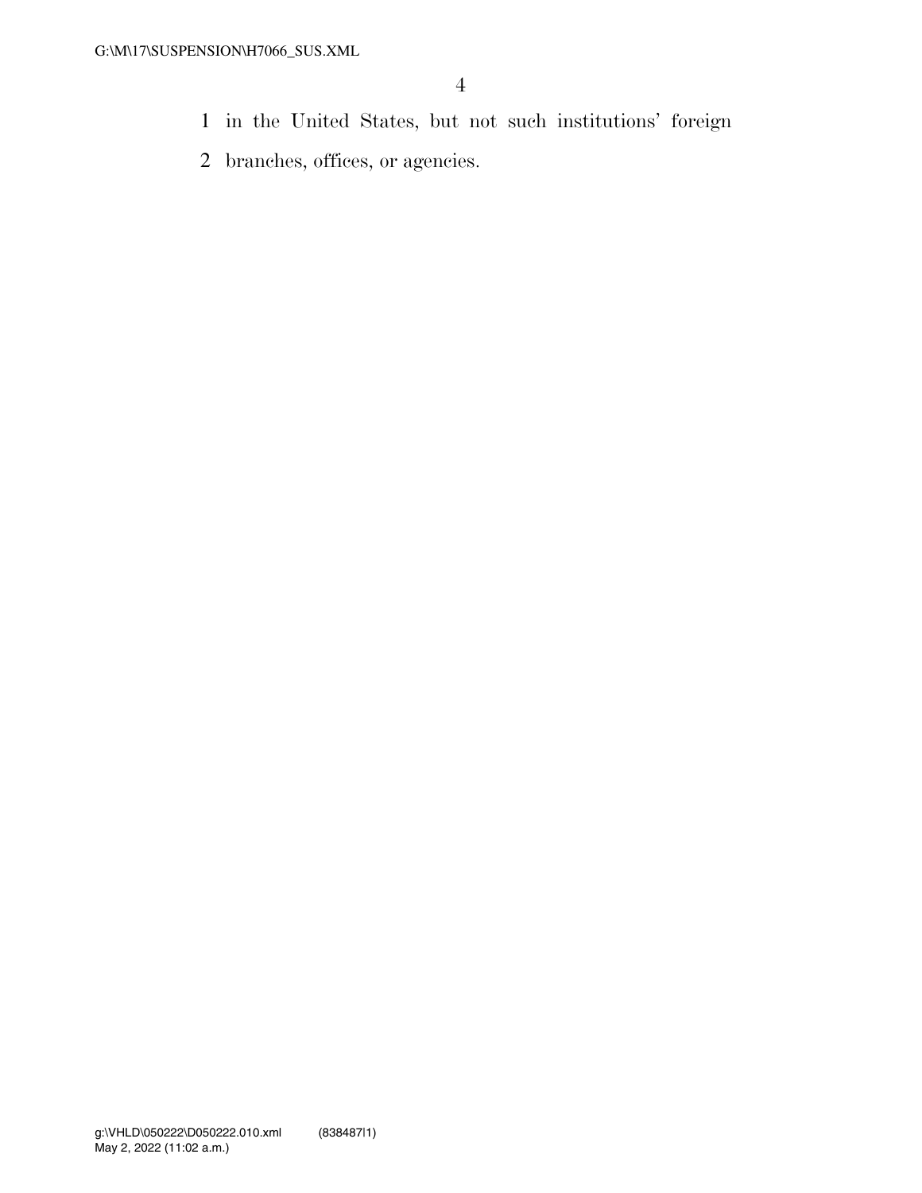in the United States, but not such institutions' foreign branches, offices, or agencies.